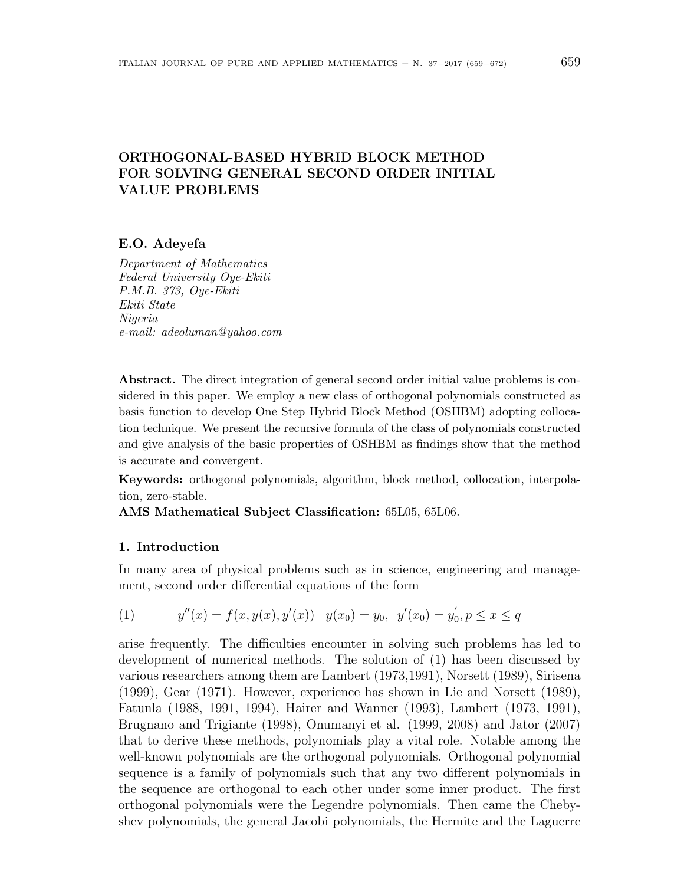# ORTHOGONAL-BASED HYBRID BLOCK METHOD FOR SOLVING GENERAL SECOND ORDER INITIAL VALUE PROBLEMS

**E.O. Adeyefa**

*Department of Mathematics*
*Federal University Oye-Ekiti*
*P.M.B. 373, Oye-Ekiti*
*Ekiti State*
*Nigeria*
*e-mail: adeoluman@yahoo.com*

**Abstract.** The direct integration of general second order initial value problems is considered in this paper. We employ a new class of orthogonal polynomials constructed as basis function to develop One Step Hybrid Block Method (OSHBM) adopting collocation technique. We present the recursive formula of the class of polynomials constructed and give analysis of the basic properties of OSHBM as findings show that the method is accurate and convergent.

**Keywords:** orthogonal polynomials, algorithm, block method, collocation, interpolation, zero-stable.

**AMS Mathematical Subject Classification:** 65L05, 65L06.

## 1. Introduction

In many area of physical problems such as in science, engineering and management, second order differential equations of the form

$$y''(x) = f(x, y(x), y'(x)) \quad y(x_0) = y_0, \;\; y'(x_0) = y_0^{'}, p \leq x \leq q \tag{1}$$

arise frequently. The difficulties encounter in solving such problems has led to development of numerical methods. The solution of (1) has been discussed by various researchers among them are Lambert (1973,1991), Norsett (1989), Sirisena (1999), Gear (1971). However, experience has shown in Lie and Norsett (1989), Fatunla (1988, 1991, 1994), Hairer and Wanner (1993), Lambert (1973, 1991), Brugnano and Trigiante (1998), Onumanyi et al. (1999, 2008) and Jator (2007) that to derive these methods, polynomials play a vital role. Notable among the well-known polynomials are the orthogonal polynomials. Orthogonal polynomial sequence is a family of polynomials such that any two different polynomials in the sequence are orthogonal to each other under some inner product. The first orthogonal polynomials were the Legendre polynomials. Then came the Chebyshev polynomials, the general Jacobi polynomials, the Hermite and the Laguerre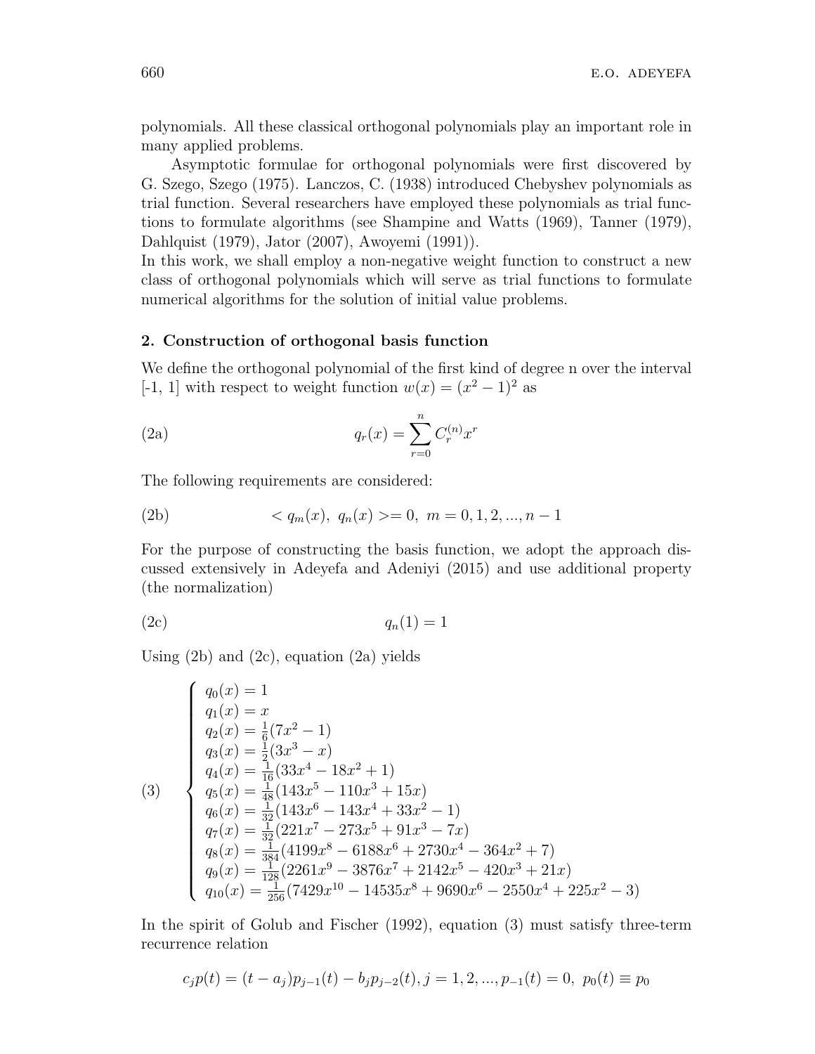polynomials. All these classical orthogonal polynomials play an important role in many applied problems.

Asymptotic formulae for orthogonal polynomials were first discovered by G. Szego, Szego (1975). Lanczos, C. (1938) introduced Chebyshev polynomials as trial function. Several researchers have employed these polynomials as trial functions to formulate algorithms (see Shampine and Watts (1969), Tanner (1979), Dahlquist (1979), Jator (2007), Awoyemi (1991)).

In this work, we shall employ a non-negative weight function to construct a new class of orthogonal polynomials which will serve as trial functions to formulate numerical algorithms for the solution of initial value problems.

## 2. Construction of orthogonal basis function

We define the orthogonal polynomial of the first kind of degree n over the interval [-1, 1] with respect to weight function $w(x) = (x^2 - 1)^2$ as

$$q_r(x) = \sum_{r=0}^{n} C_r^{(n)} x^r \tag{2a}$$

The following requirements are considered:

$$< q_m(x),\ q_n(x) >= 0,\ m = 0, 1, 2, ..., n-1 \tag{2b}$$

For the purpose of constructing the basis function, we adopt the approach discussed extensively in Adeyefa and Adeniyi (2015) and use additional property (the normalization)

$$q_n(1) = 1 \tag{2c}$$

Using (2b) and (2c), equation (2a) yields

$$\begin{cases} q_0(x) = 1 \\ q_1(x) = x \\ q_2(x) = \frac{1}{6}(7x^2 - 1) \\ q_3(x) = \frac{1}{2}(3x^3 - x) \\ q_4(x) = \frac{1}{16}(33x^4 - 18x^2 + 1) \\ q_5(x) = \frac{1}{48}(143x^5 - 110x^3 + 15x) \\ q_6(x) = \frac{1}{32}(143x^6 - 143x^4 + 33x^2 - 1) \\ q_7(x) = \frac{1}{32}(221x^7 - 273x^5 + 91x^3 - 7x) \\ q_8(x) = \frac{1}{384}(4199x^8 - 6188x^6 + 2730x^4 - 364x^2 + 7) \\ q_9(x) = \frac{1}{128}(2261x^9 - 3876x^7 + 2142x^5 - 420x^3 + 21x) \\ q_{10}(x) = \frac{1}{256}(7429x^{10} - 14535x^8 + 9690x^6 - 2550x^4 + 225x^2 - 3) \end{cases} \tag{3}$$

In the spirit of Golub and Fischer (1992), equation (3) must satisfy three-term recurrence relation

$$c_j p(t) = (t - a_j)p_{j-1}(t) - b_j p_{j-2}(t), j = 1, 2, ..., p_{-1}(t) = 0,\ p_0(t) \equiv p_0$$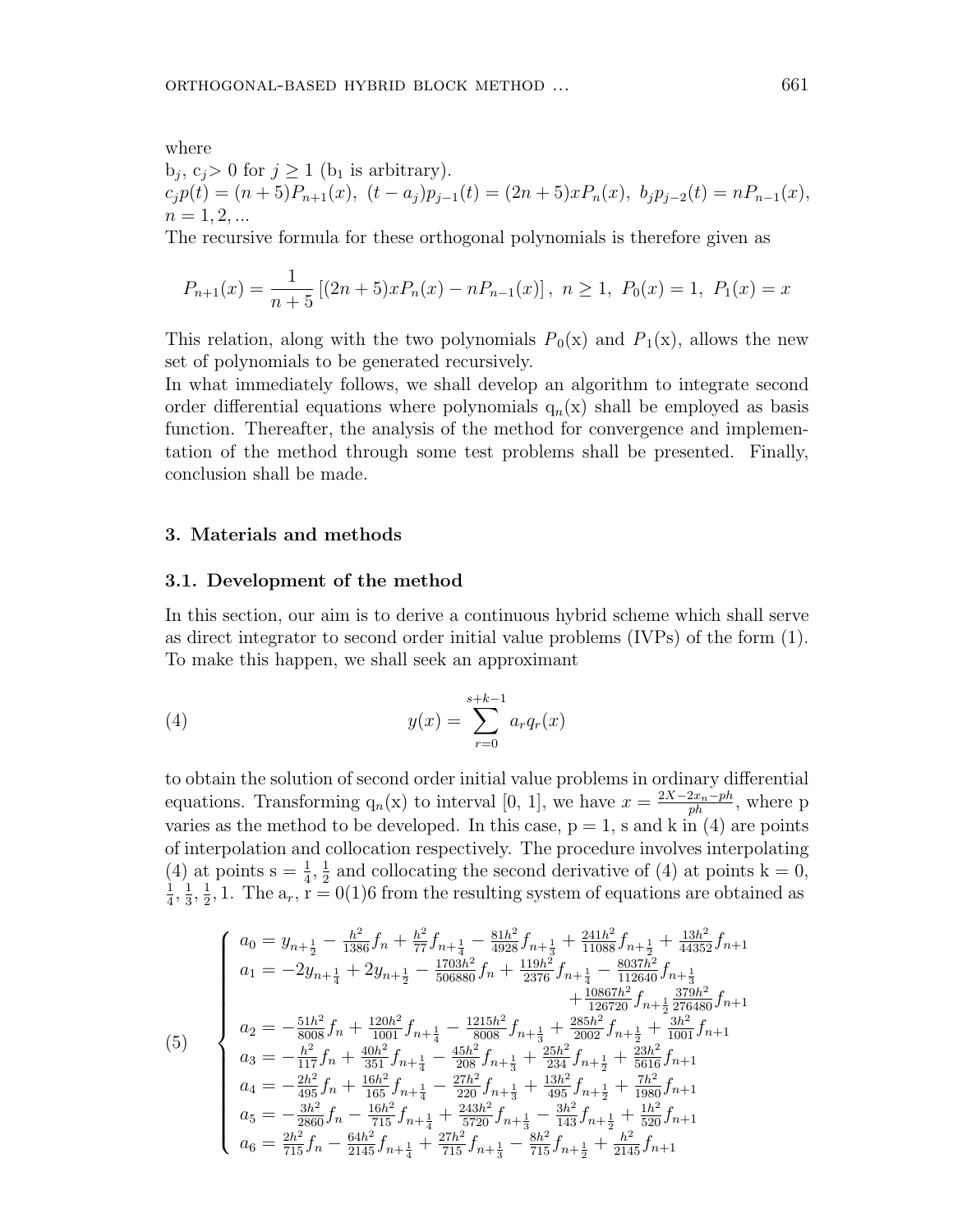where

$b_j$, $c_j > 0$ for $j \geq 1$ ($b_1$ is arbitrary).

$c_j p(t) = (n+5)P_{n+1}(x),\ (t - a_j)p_{j-1}(t) = (2n+5)xP_n(x),\ b_j p_{j-2}(t) = nP_{n-1}(x),$
$n = 1, 2, ...$

The recursive formula for these orthogonal polynomials is therefore given as

$$P_{n+1}(x) = \frac{1}{n+5}\left[(2n+5)xP_n(x) - nP_{n-1}(x)\right],\ n \geq 1,\ P_0(x) = 1,\ P_1(x) = x$$

This relation, along with the two polynomials $P_0$(x) and $P_1$(x), allows the new set of polynomials to be generated recursively.

In what immediately follows, we shall develop an algorithm to integrate second order differential equations where polynomials $q_n$(x) shall be employed as basis function. Thereafter, the analysis of the method for convergence and implementation of the method through some test problems shall be presented. Finally, conclusion shall be made.

## 3. Materials and methods

### 3.1. Development of the method

In this section, our aim is to derive a continuous hybrid scheme which shall serve as direct integrator to second order initial value problems (IVPs) of the form (1). To make this happen, we shall seek an approximant

$$y(x) = \sum_{r=0}^{s+k-1} a_r q_r(x) \tag{4}$$

to obtain the solution of second order initial value problems in ordinary differential equations. Transforming $q_n$(x) to interval [0, 1], we have $x = \frac{2X - 2x_n - ph}{ph}$, where p varies as the method to be developed. In this case, p = 1, s and k in (4) are points of interpolation and collocation respectively. The procedure involves interpolating (4) at points $s = \frac{1}{4}, \frac{1}{2}$ and collocating the second derivative of (4) at points $k = 0, \frac{1}{4}, \frac{1}{3}, \frac{1}{2}, 1$. The $a_r$, $r = 0(1)6$ from the resulting system of equations are obtained as

$$\begin{cases}
a_0 = y_{n+\frac{1}{2}} - \frac{h^2}{1386}f_n + \frac{h^2}{77}f_{n+\frac{1}{4}} - \frac{81h^2}{4928}f_{n+\frac{1}{3}} + \frac{241h^2}{11088}f_{n+\frac{1}{2}} + \frac{13h^2}{44352}f_{n+1} \\
a_1 = -2y_{n+\frac{1}{4}} + 2y_{n+\frac{1}{2}} - \frac{1703h^2}{506880}f_n + \frac{119h^2}{2376}f_{n+\frac{1}{4}} - \frac{8037h^2}{112640}f_{n+\frac{1}{3}} \\
\qquad + \frac{10867h^2}{126720}f_{n+\frac{1}{2}} \frac{379h^2}{276480}f_{n+1} \\
a_2 = -\frac{51h^2}{8008}f_n + \frac{120h^2}{1001}f_{n+\frac{1}{4}} - \frac{1215h^2}{8008}f_{n+\frac{1}{3}} + \frac{285h^2}{2002}f_{n+\frac{1}{2}} + \frac{3h^2}{1001}f_{n+1} \\
a_3 = -\frac{h^2}{117}f_n + \frac{40h^2}{351}f_{n+\frac{1}{4}} - \frac{45h^2}{208}f_{n+\frac{1}{3}} + \frac{25h^2}{234}f_{n+\frac{1}{2}} + \frac{23h^2}{5616}f_{n+1} \\
a_4 = -\frac{2h^2}{495}f_n + \frac{16h^2}{165}f_{n+\frac{1}{4}} - \frac{27h^2}{220}f_{n+\frac{1}{3}} + \frac{13h^2}{495}f_{n+\frac{1}{2}} + \frac{7h^2}{1980}f_{n+1} \\
a_5 = -\frac{3h^2}{2860}f_n - \frac{16h^2}{715}f_{n+\frac{1}{4}} + \frac{243h^2}{5720}f_{n+\frac{1}{3}} - \frac{3h^2}{143}f_{n+\frac{1}{2}} + \frac{1h^2}{520}f_{n+1} \\
a_6 = \frac{2h^2}{715}f_n - \frac{64h^2}{2145}f_{n+\frac{1}{4}} + \frac{27h^2}{715}f_{n+\frac{1}{3}} - \frac{8h^2}{715}f_{n+\frac{1}{2}} + \frac{h^2}{2145}f_{n+1}
\end{cases} \tag{5}$$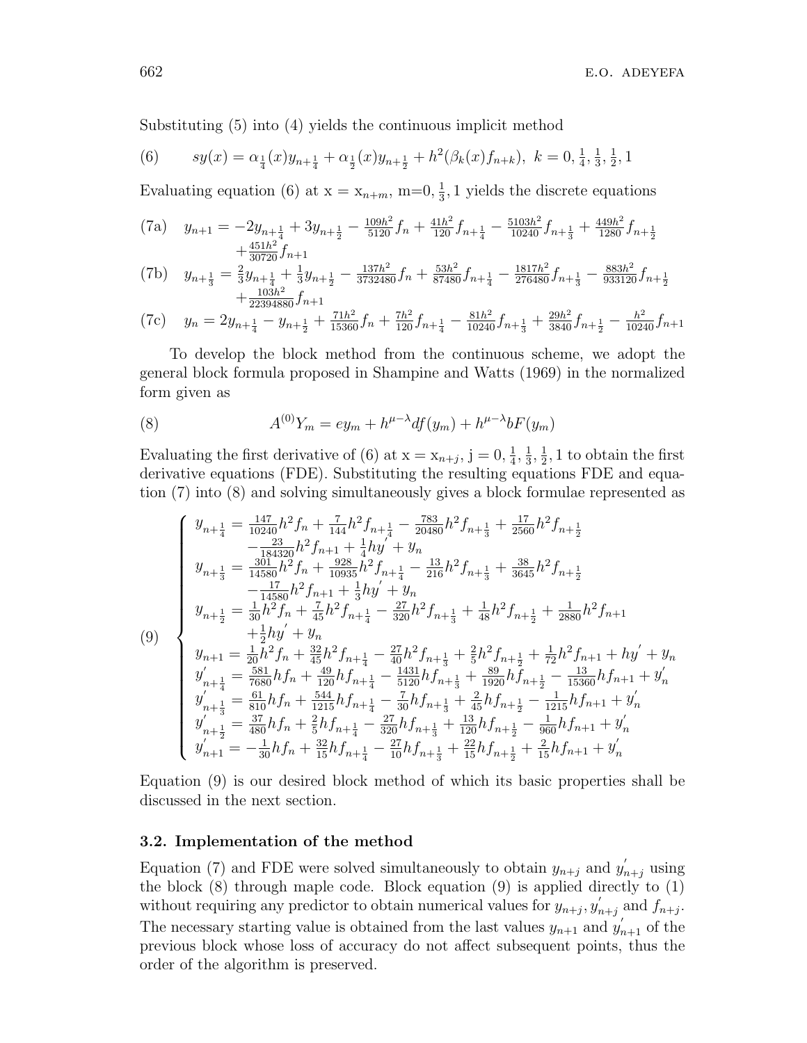Substituting (5) into (4) yields the continuous implicit method

$$sy(x) = \alpha_{\frac{1}{4}}(x)y_{n+\frac{1}{4}} + \alpha_{\frac{1}{2}}(x)y_{n+\frac{1}{2}} + h^2(\beta_k(x)f_{n+k}),\ k = 0, \tfrac{1}{4}, \tfrac{1}{3}, \tfrac{1}{2}, 1 \tag{6}$$

Evaluating equation (6) at x = $x_{n+m}$, m=0, $\frac{1}{3}$, 1 yields the discrete equations

$$y_{n+1} = -2y_{n+\frac{1}{4}} + 3y_{n+\frac{1}{2}} - \frac{109h^2}{5120}f_n + \frac{41h^2}{120}f_{n+\frac{1}{4}} - \frac{5103h^2}{10240}f_{n+\frac{1}{3}} + \frac{449h^2}{1280}f_{n+\frac{1}{2}} + \frac{451h^2}{30720}f_{n+1} \tag{7a}$$

$$y_{n+\frac{1}{3}} = \frac{2}{3}y_{n+\frac{1}{4}} + \frac{1}{3}y_{n+\frac{1}{2}} - \frac{137h^2}{3732480}f_n + \frac{53h^2}{87480}f_{n+\frac{1}{4}} - \frac{1817h^2}{276480}f_{n+\frac{1}{3}} - \frac{883h^2}{933120}f_{n+\frac{1}{2}} + \frac{103h^2}{22394880}f_{n+1} \tag{7b}$$

$$y_n = 2y_{n+\frac{1}{4}} - y_{n+\frac{1}{2}} + \frac{71h^2}{15360}f_n + \frac{7h^2}{120}f_{n+\frac{1}{4}} - \frac{81h^2}{10240}f_{n+\frac{1}{3}} + \frac{29h^2}{3840}f_{n+\frac{1}{2}} - \frac{h^2}{10240}f_{n+1} \tag{7c}$$

To develop the block method from the continuous scheme, we adopt the general block formula proposed in Shampine and Watts (1969) in the normalized form given as

$$A^{(0)}Y_m = ey_m + h^{\mu-\lambda}df(y_m) + h^{\mu-\lambda}bF(y_m) \tag{8}$$

Evaluating the first derivative of (6) at x = $x_{n+j}$, j = 0, $\frac{1}{4}, \frac{1}{3}, \frac{1}{2}$, 1 to obtain the first derivative equations (FDE). Substituting the resulting equations FDE and equation (7) into (8) and solving simultaneously gives a block formulae represented as

$$\left\{\begin{aligned}
y_{n+\frac{1}{4}} &= \frac{147}{10240}h^2f_n + \frac{7}{144}h^2f_{n+\frac{1}{4}} - \frac{783}{20480}h^2f_{n+\frac{1}{3}} + \frac{17}{2560}h^2f_{n+\frac{1}{2}} - \frac{23}{184320}h^2f_{n+1} + \frac{1}{4}hy' + y_n \\
y_{n+\frac{1}{3}} &= \frac{301}{14580}h^2f_n + \frac{928}{10935}h^2f_{n+\frac{1}{4}} - \frac{13}{216}h^2f_{n+\frac{1}{3}} + \frac{38}{3645}h^2f_{n+\frac{1}{2}} - \frac{17}{14580}h^2f_{n+1} + \frac{1}{3}hy' + y_n \\
y_{n+\frac{1}{2}} &= \frac{1}{30}h^2f_n + \frac{7}{45}h^2f_{n+\frac{1}{4}} - \frac{27}{320}h^2f_{n+\frac{1}{3}} + \frac{1}{48}h^2f_{n+\frac{1}{2}} + \frac{1}{2880}h^2f_{n+1} + \frac{1}{2}hy' + y_n \\
y_{n+1} &= \frac{1}{20}h^2f_n + \frac{32}{45}h^2f_{n+\frac{1}{4}} - \frac{27}{40}h^2f_{n+\frac{1}{3}} + \frac{2}{5}h^2f_{n+\frac{1}{2}} + \frac{1}{72}h^2f_{n+1} + hy' + y_n \\
y'_{n+\frac{1}{4}} &= \frac{581}{7680}hf_n + \frac{49}{120}hf_{n+\frac{1}{4}} - \frac{1431}{5120}hf_{n+\frac{1}{3}} + \frac{89}{1920}hf_{n+\frac{1}{2}} - \frac{13}{15360}hf_{n+1} + y'_n \\
y'_{n+\frac{1}{3}} &= \frac{61}{810}hf_n + \frac{544}{1215}hf_{n+\frac{1}{4}} - \frac{7}{30}hf_{n+\frac{1}{3}} + \frac{2}{45}hf_{n+\frac{1}{2}} - \frac{1}{1215}hf_{n+1} + y'_n \\
y'_{n+\frac{1}{2}} &= \frac{37}{480}hf_n + \frac{2}{5}hf_{n+\frac{1}{4}} - \frac{27}{320}hf_{n+\frac{1}{3}} + \frac{13}{120}hf_{n+\frac{1}{2}} - \frac{1}{960}hf_{n+1} + y'_n \\
y'_{n+1} &= -\frac{1}{30}hf_n + \frac{32}{15}hf_{n+\frac{1}{4}} - \frac{27}{10}hf_{n+\frac{1}{3}} + \frac{22}{15}hf_{n+\frac{1}{2}} + \frac{2}{15}hf_{n+1} + y'_n
\end{aligned}\right. \tag{9}$$

Equation (9) is our desired block method of which its basic properties shall be discussed in the next section.

### 3.2. Implementation of the method

Equation (7) and FDE were solved simultaneously to obtain $y_{n+j}$ and $y'_{n+j}$ using the block (8) through maple code. Block equation (9) is applied directly to (1) without requiring any predictor to obtain numerical values for $y_{n+j}, y'_{n+j}$ and $f_{n+j}$. The necessary starting value is obtained from the last values $y_{n+1}$ and $y'_{n+1}$ of the previous block whose loss of accuracy do not affect subsequent points, thus the order of the algorithm is preserved.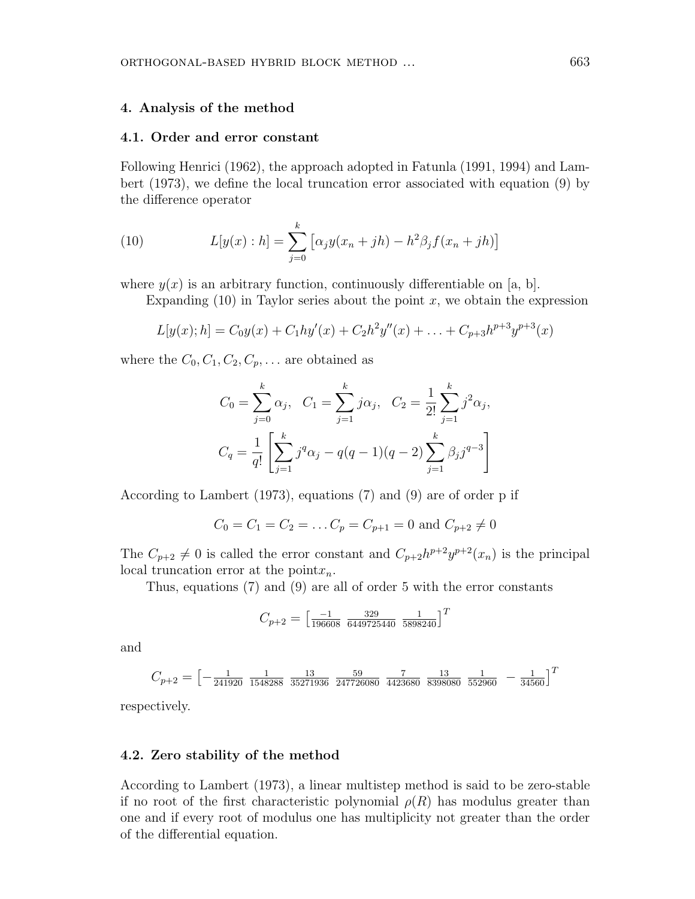## 4. Analysis of the method

### 4.1. Order and error constant

Following Henrici (1962), the approach adopted in Fatunla (1991, 1994) and Lambert (1973), we define the local truncation error associated with equation (9) by the difference operator

$$L[y(x):h] = \sum_{j=0}^{k} \left[\alpha_j y(x_n + jh) - h^2 \beta_j f(x_n + jh)\right] \tag{10}$$

where $y(x)$ is an arbitrary function, continuously differentiable on [a, b].

Expanding (10) in Taylor series about the point $x$, we obtain the expression

$$L[y(x);h] = C_0 y(x) + C_1 h y'(x) + C_2 h^2 y''(x) + \ldots + C_{p+3} h^{p+3} y^{p+3}(x)$$

where the $C_0, C_1, C_2, C_p, \ldots$ are obtained as

$$C_0 = \sum_{j=0}^{k} \alpha_j, \quad C_1 = \sum_{j=1}^{k} j\alpha_j, \quad C_2 = \frac{1}{2!}\sum_{j=1}^{k} j^2 \alpha_j,$$

$$C_q = \frac{1}{q!}\left[\sum_{j=1}^{k} j^q \alpha_j - q(q-1)(q-2)\sum_{j=1}^{k} \beta_j j^{q-3}\right]$$

According to Lambert (1973), equations (7) and (9) are of order p if

$$C_0 = C_1 = C_2 = \ldots C_p = C_{p+1} = 0 \text{ and } C_{p+2} \neq 0$$

The $C_{p+2} \neq 0$ is called the error constant and $C_{p+2} h^{p+2} y^{p+2}(x_n)$ is the principal local truncation error at the point $x_n$.

Thus, equations (7) and (9) are all of order 5 with the error constants

$$C_{p+2} = \begin{bmatrix} \frac{-1}{196608} & \frac{329}{6449725440} & \frac{1}{5898240} \end{bmatrix}^T$$

and

$$C_{p+2} = \begin{bmatrix} -\frac{1}{241920} & \frac{1}{1548288} & \frac{13}{35271936} & \frac{59}{247726080} & \frac{7}{4423680} & \frac{13}{8398080} & \frac{1}{552960} & -\frac{1}{34560} \end{bmatrix}^T$$

respectively.

### 4.2. Zero stability of the method

According to Lambert (1973), a linear multistep method is said to be zero-stable if no root of the first characteristic polynomial $\rho(R)$ has modulus greater than one and if every root of modulus one has multiplicity not greater than the order of the differential equation.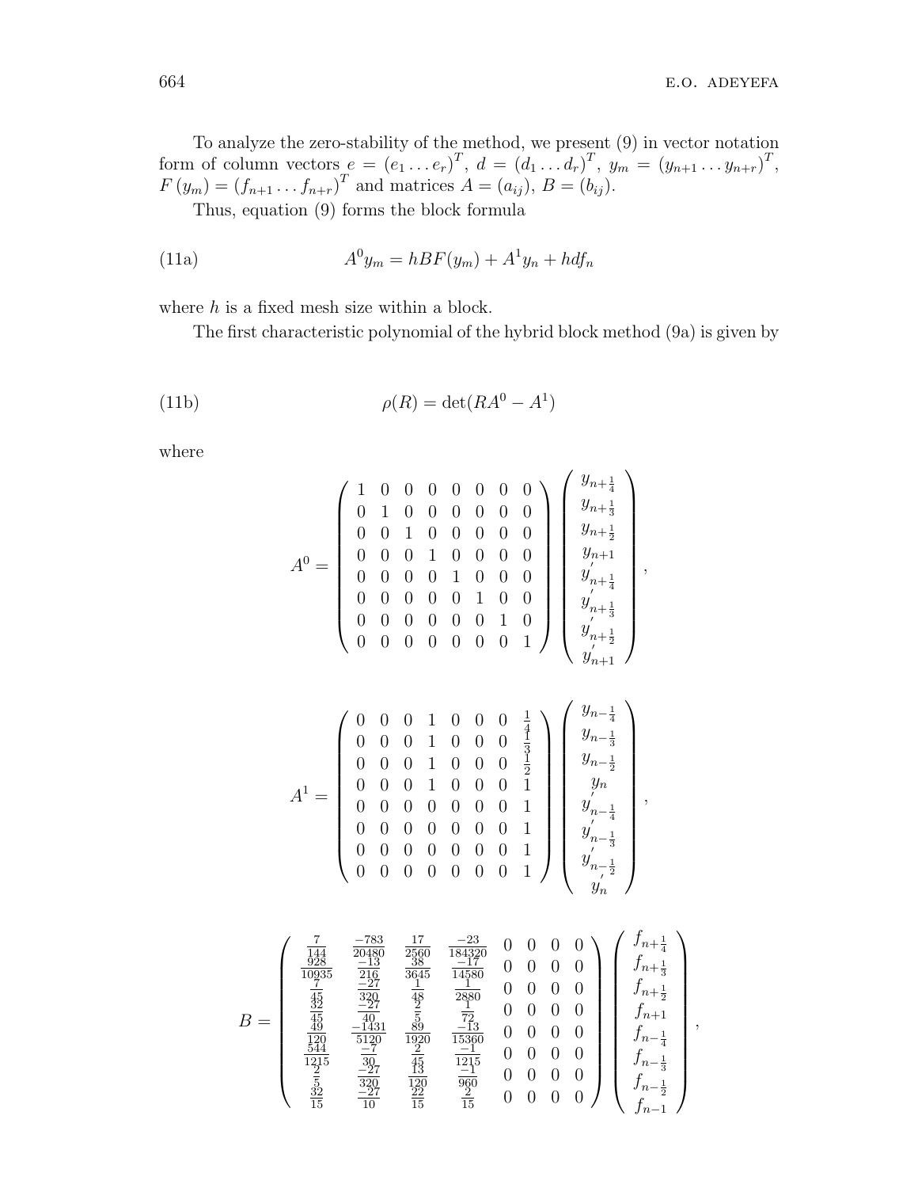To analyze the zero-stability of the method, we present (9) in vector notation form of column vectors $e = (e_1 \dots e_r)^T$, $d = (d_1 \dots d_r)^T$, $y_m = (y_{n+1} \dots y_{n+r})^T$, $F(y_m) = (f_{n+1} \dots f_{n+r})^T$ and matrices $A = (a_{ij})$, $B = (b_{ij})$.

Thus, equation (9) forms the block formula

$$A^0 y_m = hBF(y_m) + A^1 y_n + hdf_n \tag{11a}$$

where $h$ is a fixed mesh size within a block.

The first characteristic polynomial of the hybrid block method (9a) is given by

$$\rho(R) = \det(RA^0 - A^1) \tag{11b}$$

where

$$A^0 = \begin{pmatrix} 1 & 0 & 0 & 0 & 0 & 0 & 0 & 0 \\ 0 & 1 & 0 & 0 & 0 & 0 & 0 & 0 \\ 0 & 0 & 1 & 0 & 0 & 0 & 0 & 0 \\ 0 & 0 & 0 & 1 & 0 & 0 & 0 & 0 \\ 0 & 0 & 0 & 0 & 1 & 0 & 0 & 0 \\ 0 & 0 & 0 & 0 & 0 & 1 & 0 & 0 \\ 0 & 0 & 0 & 0 & 0 & 0 & 1 & 0 \\ 0 & 0 & 0 & 0 & 0 & 0 & 0 & 1 \end{pmatrix} \begin{pmatrix} y_{n+\frac{1}{4}} \\ y_{n+\frac{1}{3}} \\ y_{n+\frac{1}{2}} \\ y_{n+1} \\ y'_{n+\frac{1}{4}} \\ y'_{n+\frac{1}{3}} \\ y'_{n+\frac{1}{2}} \\ y'_{n+1} \end{pmatrix},$$

$$A^1 = \begin{pmatrix} 0 & 0 & 0 & 1 & 0 & 0 & 0 & \frac{1}{4} \\ 0 & 0 & 0 & 1 & 0 & 0 & 0 & \frac{1}{3} \\ 0 & 0 & 0 & 1 & 0 & 0 & 0 & \frac{1}{2} \\ 0 & 0 & 0 & 1 & 0 & 0 & 0 & 1 \\ 0 & 0 & 0 & 0 & 0 & 0 & 0 & 1 \\ 0 & 0 & 0 & 0 & 0 & 0 & 0 & 1 \\ 0 & 0 & 0 & 0 & 0 & 0 & 0 & 1 \\ 0 & 0 & 0 & 0 & 0 & 0 & 0 & 1 \end{pmatrix} \begin{pmatrix} y_{n-\frac{1}{4}} \\ y_{n-\frac{1}{3}} \\ y_{n-\frac{1}{2}} \\ y_n \\ y'_{n-\frac{1}{4}} \\ y'_{n-\frac{1}{3}} \\ y'_{n-\frac{1}{2}} \\ y'_n \end{pmatrix},$$

$$B = \begin{pmatrix} \frac{7}{144} & \frac{-783}{20480} & \frac{17}{2560} & \frac{-23}{184320} & 0 & 0 & 0 & 0 \\ \frac{928}{10935} & \frac{-13}{216} & \frac{38}{3645} & \frac{-17}{14580} & 0 & 0 & 0 & 0 \\ \frac{7}{45} & \frac{-27}{320} & \frac{1}{48} & \frac{1}{2880} & 0 & 0 & 0 & 0 \\ \frac{32}{45} & \frac{-27}{40} & \frac{2}{5} & \frac{1}{72} & 0 & 0 & 0 & 0 \\ \frac{49}{120} & \frac{-1431}{5120} & \frac{89}{1920} & \frac{-13}{15360} & 0 & 0 & 0 & 0 \\ \frac{544}{1215} & \frac{-7}{30} & \frac{2}{45} & \frac{-1}{1215} & 0 & 0 & 0 & 0 \\ \frac{2}{5} & \frac{-27}{320} & \frac{13}{120} & \frac{-1}{960} & 0 & 0 & 0 & 0 \\ \frac{32}{15} & \frac{-27}{10} & \frac{22}{15} & \frac{2}{15} & 0 & 0 & 0 & 0 \end{pmatrix} \begin{pmatrix} f_{n+\frac{1}{4}} \\ f_{n+\frac{1}{3}} \\ f_{n+\frac{1}{2}} \\ f_{n+1} \\ f_{n-\frac{1}{4}} \\ f_{n-\frac{1}{3}} \\ f_{n-\frac{1}{2}} \\ f_{n-1} \end{pmatrix},$$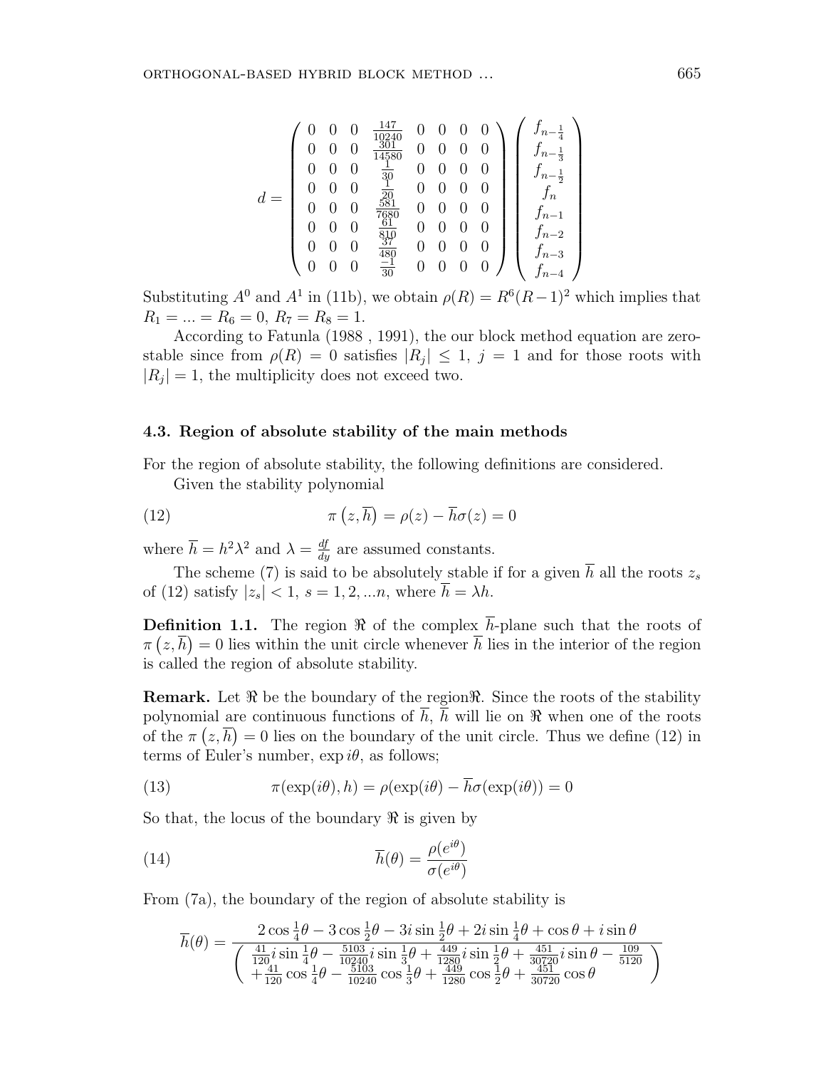$$
d = \begin{pmatrix}
0 & 0 & 0 & \frac{147}{10240} & 0 & 0 & 0 & 0 \\
0 & 0 & 0 & \frac{301}{14580} & 0 & 0 & 0 & 0 \\
0 & 0 & 0 & \frac{1}{30} & 0 & 0 & 0 & 0 \\
0 & 0 & 0 & \frac{1}{20} & 0 & 0 & 0 & 0 \\
0 & 0 & 0 & \frac{581}{7680} & 0 & 0 & 0 & 0 \\
0 & 0 & 0 & \frac{61}{810} & 0 & 0 & 0 & 0 \\
0 & 0 & 0 & \frac{37}{480} & 0 & 0 & 0 & 0 \\
0 & 0 & 0 & \frac{-1}{30} & 0 & 0 & 0 & 0
\end{pmatrix}
\begin{pmatrix}
f_{n-\frac{1}{4}} \\
f_{n-\frac{1}{3}} \\
f_{n-\frac{1}{2}} \\
f_n \\
f_{n-1} \\
f_{n-2} \\
f_{n-3} \\
f_{n-4}
\end{pmatrix}
$$

Substituting $A^0$ and $A^1$ in (11b), we obtain $\rho(R) = R^6(R-1)^2$ which implies that $R_1 = ... = R_6 = 0$, $R_7 = R_8 = 1$.

According to Fatunla (1988 , 1991), the our block method equation are zero-stable since from $\rho(R) = 0$ satisfies $|R_j| \leq 1$, $j = 1$ and for those roots with $|R_j| = 1$, the multiplicity does not exceed two.

### 4.3. Region of absolute stability of the main methods

For the region of absolute stability, the following definitions are considered.

Given the stability polynomial

$$
\pi\left(z, \overline{h}\right) = \rho(z) - \overline{h}\sigma(z) = 0 \tag{12}
$$

where $\overline{h} = h^2\lambda^2$ and $\lambda = \frac{df}{dy}$ are assumed constants.

The scheme (7) is said to be absolutely stable if for a given $\overline{h}$ all the roots $z_s$ of (12) satisfy $|z_s| < 1$, $s = 1, 2, ...n$, where $\overline{h} = \lambda h$.

**Definition 1.1.** The region $\Re$ of the complex $\overline{h}$-plane such that the roots of $\pi\left(z, \overline{h}\right) = 0$ lies within the unit circle whenever $\overline{h}$ lies in the interior of the region is called the region of absolute stability.

**Remark.** Let $\Re$ be the boundary of the region$\Re$. Since the roots of the stability polynomial are continuous functions of $\overline{h}$, $\overline{h}$ will lie on $\Re$ when one of the roots of the $\pi\left(z, \overline{h}\right) = 0$ lies on the boundary of the unit circle. Thus we define (12) in terms of Euler's number, $\exp i\theta$, as follows;

$$
\pi(\exp(i\theta), h) = \rho(\exp(i\theta) - \overline{h}\sigma(\exp(i\theta)) = 0 \tag{13}
$$

So that, the locus of the boundary $\Re$ is given by

$$
\overline{h}(\theta) = \frac{\rho(e^{i\theta})}{\sigma(e^{i\theta})} \tag{14}
$$

From (7a), the boundary of the region of absolute stability is

$$
\overline{h}(\theta) = \frac{2\cos\frac{1}{4}\theta - 3\cos\frac{1}{2}\theta - 3i\sin\frac{1}{2}\theta + 2i\sin\frac{1}{4}\theta + \cos\theta + i\sin\theta}{\begin{pmatrix} \frac{41}{120}i\sin\frac{1}{4}\theta - \frac{5103}{10240}i\sin\frac{1}{3}\theta + \frac{449}{1280}i\sin\frac{1}{2}\theta + \frac{451}{30720}i\sin\theta - \frac{109}{5120} \\ + \frac{41}{120}\cos\frac{1}{4}\theta - \frac{5103}{10240}\cos\frac{1}{3}\theta + \frac{449}{1280}\cos\frac{1}{2}\theta + \frac{451}{30720}\cos\theta \end{pmatrix}}
$$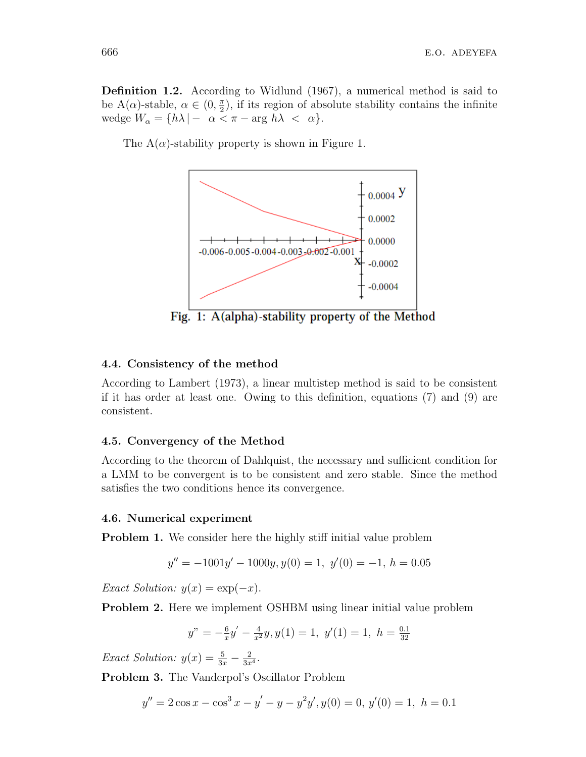**Definition 1.2.** According to Widlund (1967), a numerical method is said to be A($\alpha$)-stable, $\alpha \in (0, \frac{\pi}{2})$, if its region of absolute stability contains the infinite wedge $W_\alpha = \{h\lambda \mid - \ \alpha < \pi - \arg h\lambda \ < \ \alpha\}$.

The A($\alpha$)-stability property is shown in Figure 1.

Fig. 1: A(alpha)-stability property of the Method

### 4.4. Consistency of the method

According to Lambert (1973), a linear multistep method is said to be consistent if it has order at least one. Owing to this definition, equations (7) and (9) are consistent.

### 4.5. Convergency of the Method

According to the theorem of Dahlquist, the necessary and sufficient condition for a LMM to be convergent is to be consistent and zero stable. Since the method satisfies the two conditions hence its convergence.

### 4.6. Numerical experiment

**Problem 1.** We consider here the highly stiff initial value problem

$$y'' = -1001y' - 1000y, y(0) = 1, \ y'(0) = -1, \ h = 0.05$$

*Exact Solution:* $y(x) = \exp(-x)$.

**Problem 2.** Here we implement OSHBM using linear initial value problem

$$y" = -\frac{6}{x}y' - \frac{4}{x^2}y, y(1) = 1, \ y'(1) = 1, \ h = \frac{0.1}{32}$$

*Exact Solution:* $y(x) = \frac{5}{3x} - \frac{2}{3x^4}$.

**Problem 3.** The Vanderpol's Oscillator Problem

$$y'' = 2\cos x - \cos^3 x - y' - y - y^2y', y(0) = 0, \ y'(0) = 1, \ h = 0.1$$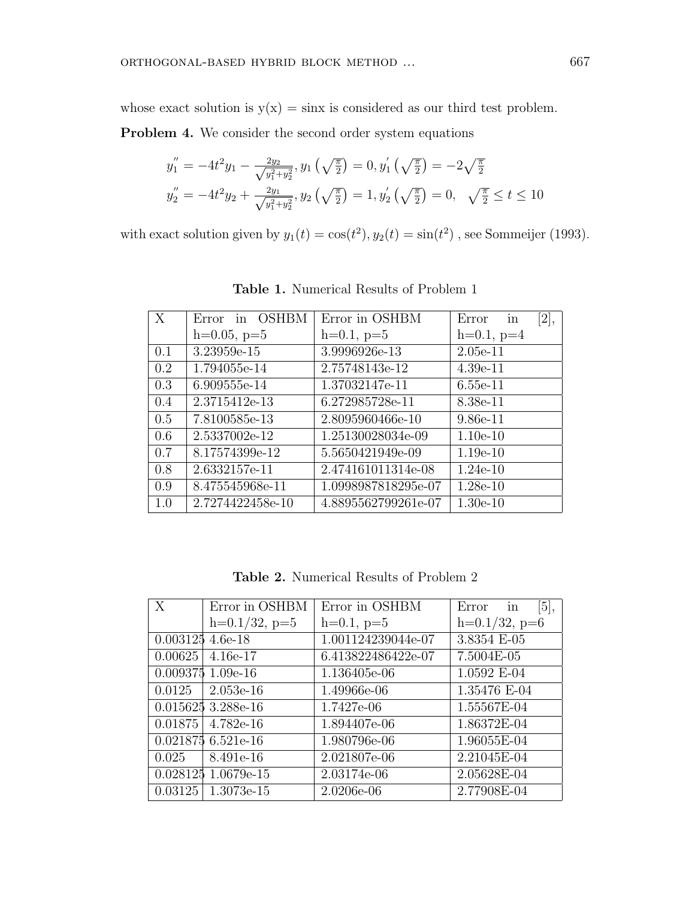whose exact solution is y(x) = sinx is considered as our third test problem.

**Problem 4.** We consider the second order system equations

$$y_1'' = -4t^2 y_1 - \frac{2y_2}{\sqrt{y_1^2+y_2^2}}, y_1\left(\sqrt{\tfrac{\pi}{2}}\right) = 0, y_1'\left(\sqrt{\tfrac{\pi}{2}}\right) = -2\sqrt{\tfrac{\pi}{2}}$$
$$y_2'' = -4t^2 y_2 + \frac{2y_1}{\sqrt{y_1^2+y_2^2}}, y_2\left(\sqrt{\tfrac{\pi}{2}}\right) = 1, y_2'\left(\sqrt{\tfrac{\pi}{2}}\right) = 0, \quad \sqrt{\tfrac{\pi}{2}} \le t \le 10$$

with exact solution given by $y_1(t) = \cos(t^2), y_2(t) = \sin(t^2)$ , see Sommeijer (1993).

**Table 1.** Numerical Results of Problem 1

| X | Error in OSHBM h=0.05, p=5 | Error in OSHBM h=0.1, p=5 | Error in [2], h=0.1, p=4 |
|---|---|---|---|
| 0.1 | 3.23959e-15 | 3.9996926e-13 | 2.05e-11 |
| 0.2 | 1.794055e-14 | 2.75748143e-12 | 4.39e-11 |
| 0.3 | 6.909555e-14 | 1.37032147e-11 | 6.55e-11 |
| 0.4 | 2.3715412e-13 | 6.272985728e-11 | 8.38e-11 |
| 0.5 | 7.8100585e-13 | 2.8095960466e-10 | 9.86e-11 |
| 0.6 | 2.5337002e-12 | 1.25130028034e-09 | 1.10e-10 |
| 0.7 | 8.17574399e-12 | 5.5650421949e-09 | 1.19e-10 |
| 0.8 | 2.6332157e-11 | 2.474161011314e-08 | 1.24e-10 |
| 0.9 | 8.475545968e-11 | 1.0998987818295e-07 | 1.28e-10 |
| 1.0 | 2.7274422458e-10 | 4.8895562799261e-07 | 1.30e-10 |

**Table 2.** Numerical Results of Problem 2

| X | Error in OSHBM h=0.1/32, p=5 | Error in OSHBM h=0.1, p=5 | Error in [5], h=0.1/32, p=6 |
|---|---|---|---|
| 0.003125 | 4.6e-18 | 1.001124239044e-07 | 3.8354 E-05 |
| 0.00625 | 4.16e-17 | 6.413822486422e-07 | 7.5004E-05 |
| 0.009375 | 1.09e-16 | 1.136405e-06 | 1.0592 E-04 |
| 0.0125 | 2.053e-16 | 1.49966e-06 | 1.35476 E-04 |
| 0.015625 | 3.288e-16 | 1.7427e-06 | 1.55567E-04 |
| 0.01875 | 4.782e-16 | 1.894407e-06 | 1.86372E-04 |
| 0.021875 | 6.521e-16 | 1.980796e-06 | 1.96055E-04 |
| 0.025 | 8.491e-16 | 2.021807e-06 | 2.21045E-04 |
| 0.028125 | 1.0679e-15 | 2.03174e-06 | 2.05628E-04 |
| 0.03125 | 1.3073e-15 | 2.0206e-06 | 2.77908E-04 |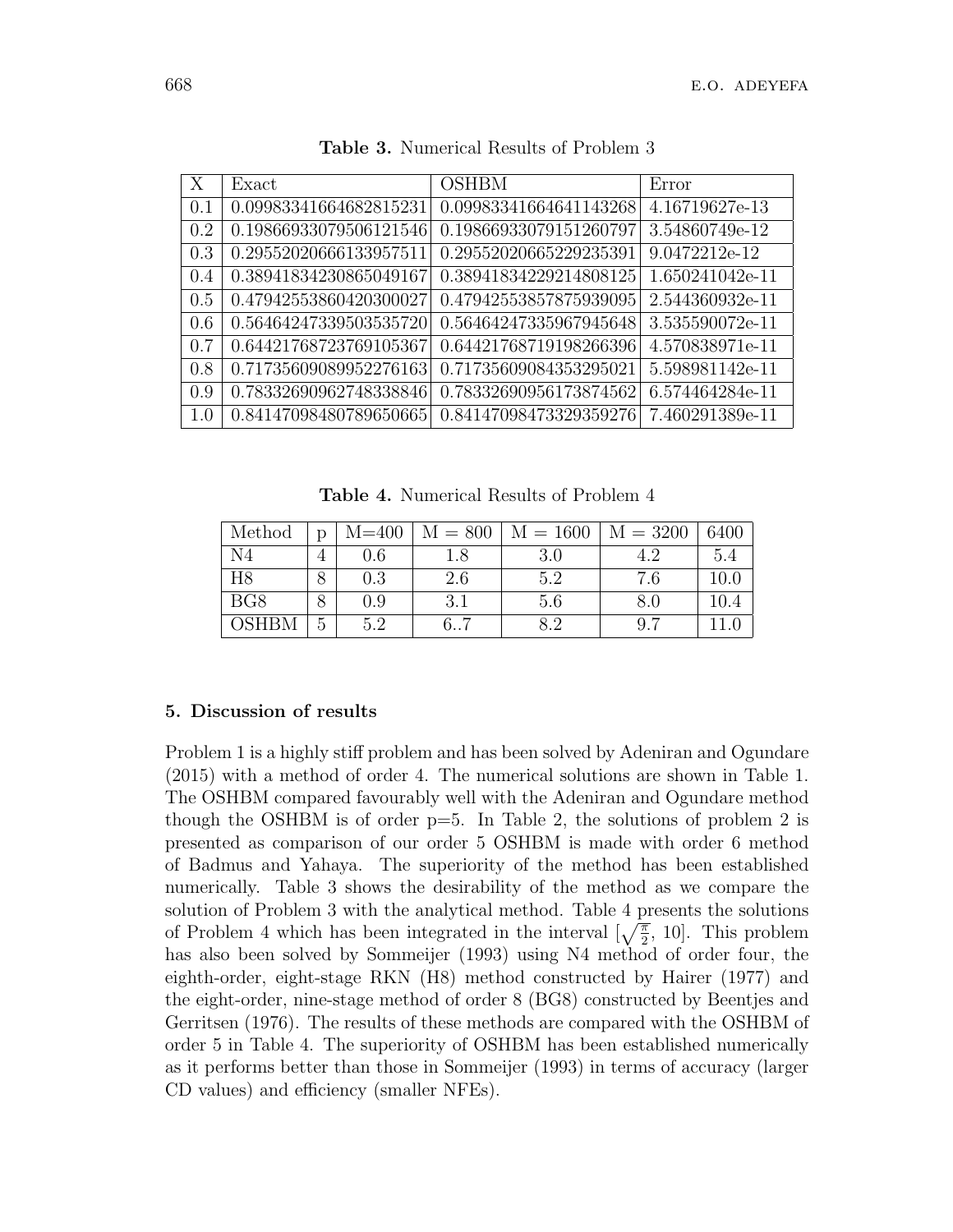**Table 3.** Numerical Results of Problem 3

| X | Exact | OSHBM | Error |
|---|---|---|---|
| 0.1 | 0.09983341664682815231 | 0.09983341664641143268 | 4.16719627e-13 |
| 0.2 | 0.19866933079506121546 | 0.19866933079151260797 | 3.54860749e-12 |
| 0.3 | 0.29552020666133957511 | 0.29552020665229235391 | 9.0472212e-12 |
| 0.4 | 0.38941834230865049167 | 0.38941834229214808125 | 1.650241042e-11 |
| 0.5 | 0.47942553860420300027 | 0.47942553857875939095 | 2.544360932e-11 |
| 0.6 | 0.56464247339503535720 | 0.56464247335967945648 | 3.535590072e-11 |
| 0.7 | 0.64421768723769105367 | 0.64421768719198266396 | 4.570838971e-11 |
| 0.8 | 0.71735609089952276163 | 0.71735609084353295021 | 5.598981142e-11 |
| 0.9 | 0.78332690962748338846 | 0.78332690956173874562 | 6.574464284e-11 |
| 1.0 | 0.84147098480789650665 | 0.84147098473329359276 | 7.460291389e-11 |

**Table 4.** Numerical Results of Problem 4

| Method | p | M=400 | M = 800 | M = 1600 | M = 3200 | 6400 |
|---|---|---|---|---|---|---|
| N4 | 4 | 0.6 | 1.8 | 3.0 | 4.2 | 5.4 |
| H8 | 8 | 0.3 | 2.6 | 5.2 | 7.6 | 10.0 |
| BG8 | 8 | 0.9 | 3.1 | 5.6 | 8.0 | 10.4 |
| OSHBM | 5 | 5.2 | 6..7 | 8.2 | 9.7 | 11.0 |

## 5. Discussion of results

Problem 1 is a highly stiff problem and has been solved by Adeniran and Ogundare (2015) with a method of order 4. The numerical solutions are shown in Table 1. The OSHBM compared favourably well with the Adeniran and Ogundare method though the OSHBM is of order p=5. In Table 2, the solutions of problem 2 is presented as comparison of our order 5 OSHBM is made with order 6 method of Badmus and Yahaya. The superiority of the method has been established numerically. Table 3 shows the desirability of the method as we compare the solution of Problem 3 with the analytical method. Table 4 presents the solutions of Problem 4 which has been integrated in the interval $[\sqrt{\frac{\pi}{2}}, 10]$. This problem has also been solved by Sommeijer (1993) using N4 method of order four, the eighth-order, eight-stage RKN (H8) method constructed by Hairer (1977) and the eight-order, nine-stage method of order 8 (BG8) constructed by Beentjes and Gerritsen (1976). The results of these methods are compared with the OSHBM of order 5 in Table 4. The superiority of OSHBM has been established numerically as it performs better than those in Sommeijer (1993) in terms of accuracy (larger CD values) and efficiency (smaller NFEs).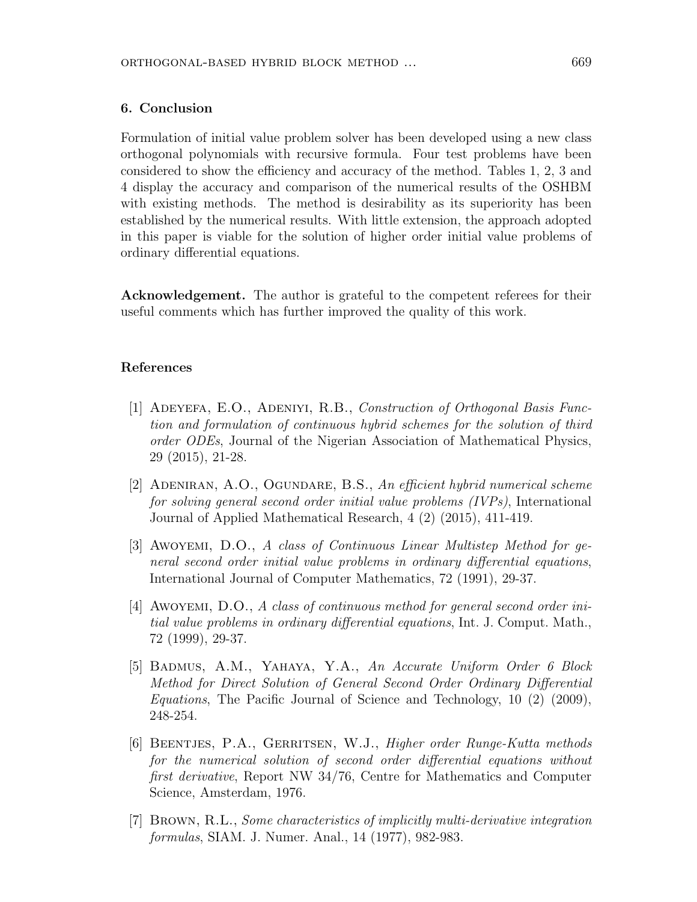## 6. Conclusion

Formulation of initial value problem solver has been developed using a new class orthogonal polynomials with recursive formula. Four test problems have been considered to show the efficiency and accuracy of the method. Tables 1, 2, 3 and 4 display the accuracy and comparison of the numerical results of the OSHBM with existing methods. The method is desirability as its superiority has been established by the numerical results. With little extension, the approach adopted in this paper is viable for the solution of higher order initial value problems of ordinary differential equations.

**Acknowledgement.** The author is grateful to the competent referees for their useful comments which has further improved the quality of this work.

## References

[1] Adeyefa, E.O., Adeniyi, R.B., *Construction of Orthogonal Basis Function and formulation of continuous hybrid schemes for the solution of third order ODEs*, Journal of the Nigerian Association of Mathematical Physics, 29 (2015), 21-28.

[2] Adeniran, A.O., Ogundare, B.S., *An efficient hybrid numerical scheme for solving general second order initial value problems (IVPs)*, International Journal of Applied Mathematical Research, 4 (2) (2015), 411-419.

[3] Awoyemi, D.O., *A class of Continuous Linear Multistep Method for general second order initial value problems in ordinary differential equations*, International Journal of Computer Mathematics, 72 (1991), 29-37.

[4] Awoyemi, D.O., *A class of continuous method for general second order initial value problems in ordinary differential equations*, Int. J. Comput. Math., 72 (1999), 29-37.

[5] Badmus, A.M., Yahaya, Y.A., *An Accurate Uniform Order 6 Block Method for Direct Solution of General Second Order Ordinary Differential Equations*, The Pacific Journal of Science and Technology, 10 (2) (2009), 248-254.

[6] Beentjes, P.A., Gerritsen, W.J., *Higher order Runge-Kutta methods for the numerical solution of second order differential equations without first derivative*, Report NW 34/76, Centre for Mathematics and Computer Science, Amsterdam, 1976.

[7] Brown, R.L., *Some characteristics of implicitly multi-derivative integration formulas*, SIAM. J. Numer. Anal., 14 (1977), 982-983.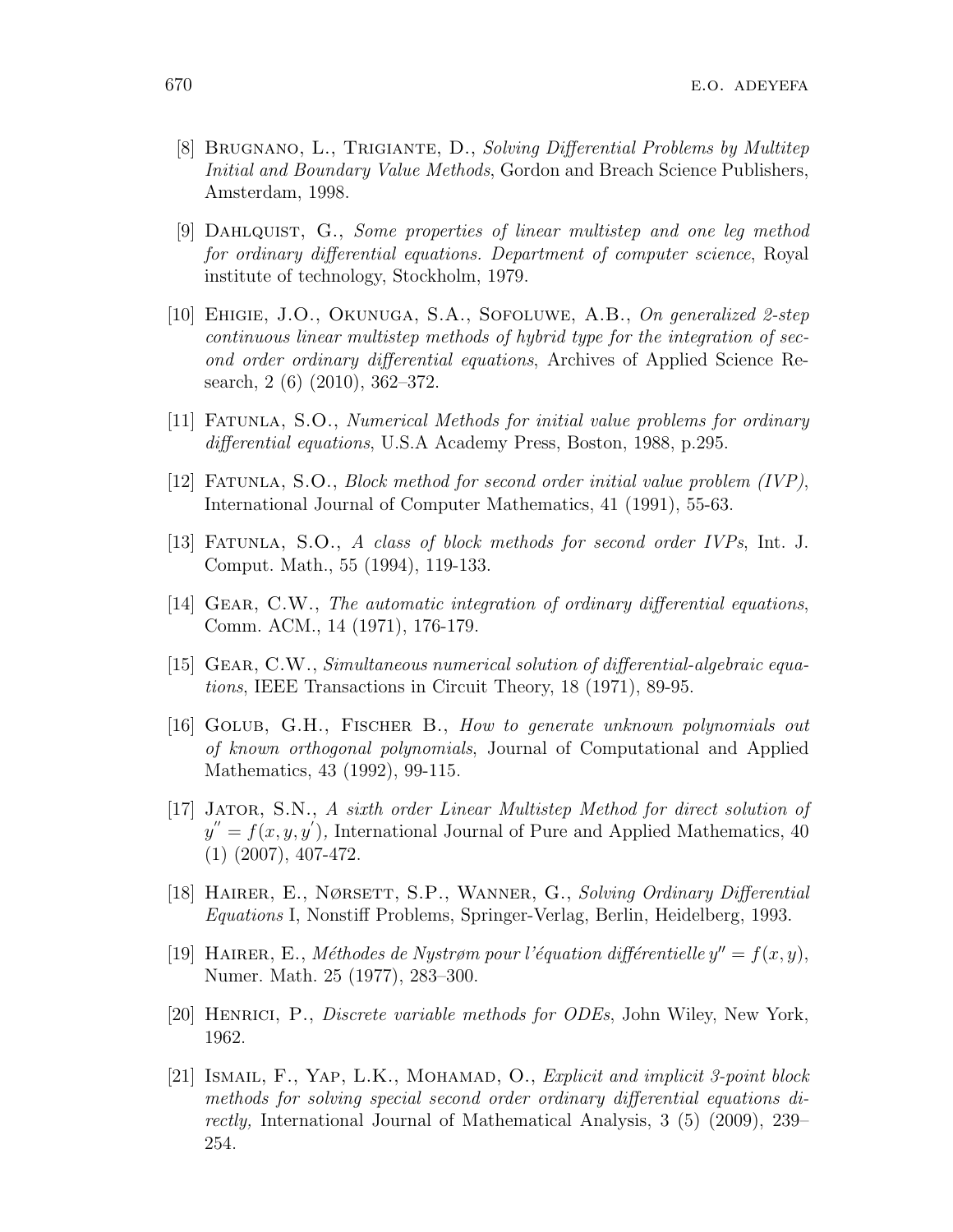[8] Brugnano, L., Trigiante, D., *Solving Differential Problems by Multitep Initial and Boundary Value Methods*, Gordon and Breach Science Publishers, Amsterdam, 1998.

[9] Dahlquist, G., *Some properties of linear multistep and one leg method for ordinary differential equations. Department of computer science*, Royal institute of technology, Stockholm, 1979.

[10] Ehigie, J.O., Okunuga, S.A., Sofoluwe, A.B., *On generalized 2-step continuous linear multistep methods of hybrid type for the integration of second order ordinary differential equations*, Archives of Applied Science Research, 2 (6) (2010), 362–372.

[11] Fatunla, S.O., *Numerical Methods for initial value problems for ordinary differential equations*, U.S.A Academy Press, Boston, 1988, p.295.

[12] Fatunla, S.O., *Block method for second order initial value problem (IVP)*, International Journal of Computer Mathematics, 41 (1991), 55-63.

[13] Fatunla, S.O., *A class of block methods for second order IVPs*, Int. J. Comput. Math., 55 (1994), 119-133.

[14] Gear, C.W., *The automatic integration of ordinary differential equations*, Comm. ACM., 14 (1971), 176-179.

[15] Gear, C.W., *Simultaneous numerical solution of differential-algebraic equations*, IEEE Transactions in Circuit Theory, 18 (1971), 89-95.

[16] Golub, G.H., Fischer B., *How to generate unknown polynomials out of known orthogonal polynomials*, Journal of Computational and Applied Mathematics, 43 (1992), 99-115.

[17] Jator, S.N., *A sixth order Linear Multistep Method for direct solution of $y'' = f(x, y, y')$*, International Journal of Pure and Applied Mathematics, 40 (1) (2007), 407-472.

[18] Hairer, E., Nørsett, S.P., Wanner, G., *Solving Ordinary Differential Equations* I, Nonstiff Problems, Springer-Verlag, Berlin, Heidelberg, 1993.

[19] Hairer, E., *Méthodes de Nystrøm pour l'équation différentielle $y'' = f(x, y)$*, Numer. Math. 25 (1977), 283–300.

[20] Henrici, P., *Discrete variable methods for ODEs*, John Wiley, New York, 1962.

[21] Ismail, F., Yap, L.K., Mohamad, O., *Explicit and implicit 3-point block methods for solving special second order ordinary differential equations directly,* International Journal of Mathematical Analysis, 3 (5) (2009), 239–254.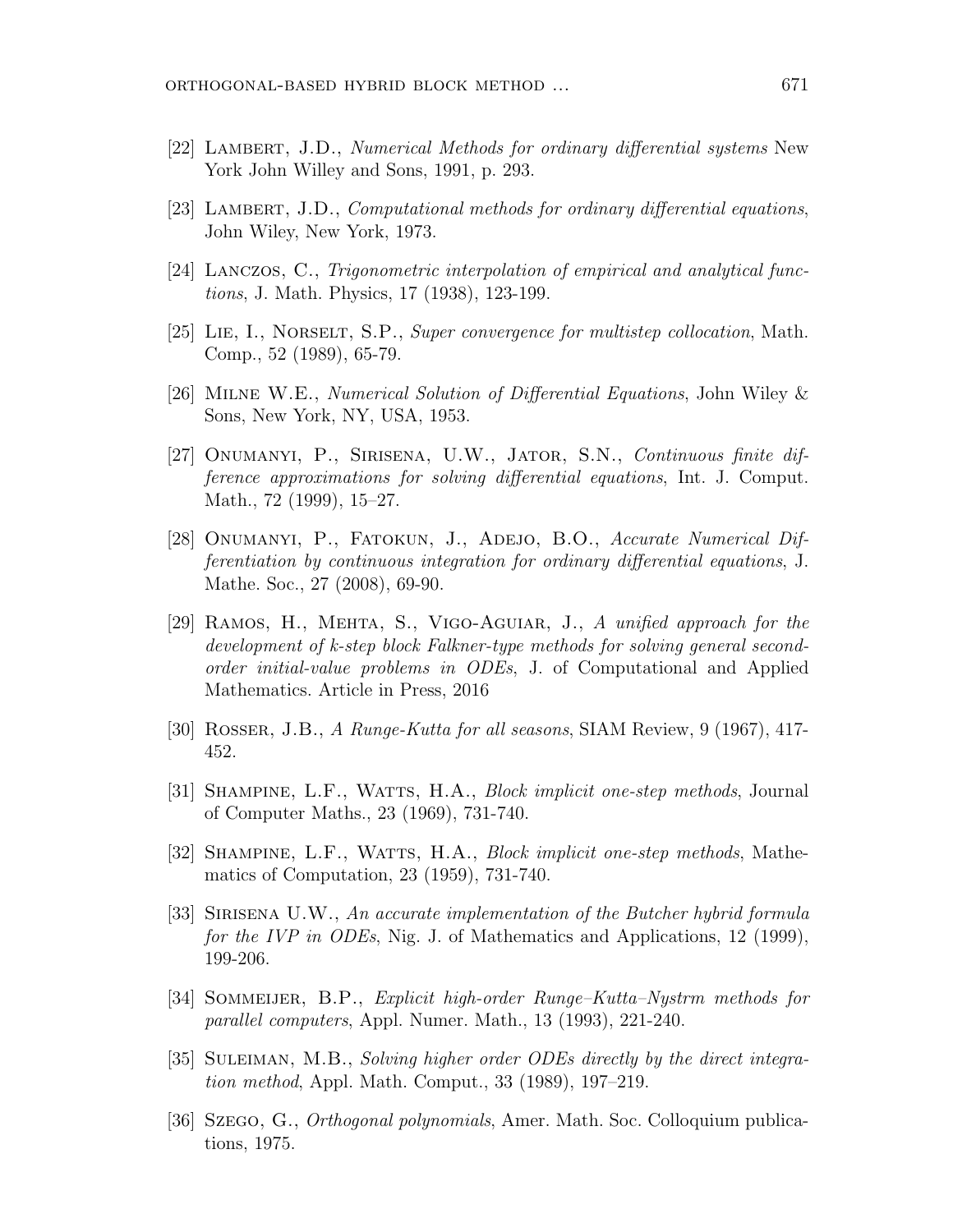[22] Lambert, J.D., *Numerical Methods for ordinary differential systems* New York John Willey and Sons, 1991, p. 293.

[23] Lambert, J.D., *Computational methods for ordinary differential equations*, John Wiley, New York, 1973.

[24] Lanczos, C., *Trigonometric interpolation of empirical and analytical functions*, J. Math. Physics, 17 (1938), 123-199.

[25] Lie, I., Norselt, S.P., *Super convergence for multistep collocation*, Math. Comp., 52 (1989), 65-79.

[26] Milne W.E., *Numerical Solution of Differential Equations*, John Wiley & Sons, New York, NY, USA, 1953.

[27] Onumanyi, P., Sirisena, U.W., Jator, S.N., *Continuous finite difference approximations for solving differential equations*, Int. J. Comput. Math., 72 (1999), 15–27.

[28] Onumanyi, P., Fatokun, J., Adejo, B.O., *Accurate Numerical Differentiation by continuous integration for ordinary differential equations*, J. Mathe. Soc., 27 (2008), 69-90.

[29] Ramos, H., Mehta, S., Vigo-Aguiar, J., *A unified approach for the development of k-step block Falkner-type methods for solving general second-order initial-value problems in ODEs*, J. of Computational and Applied Mathematics. Article in Press, 2016

[30] Rosser, J.B., *A Runge-Kutta for all seasons*, SIAM Review, 9 (1967), 417-452.

[31] Shampine, L.F., Watts, H.A., *Block implicit one-step methods*, Journal of Computer Maths., 23 (1969), 731-740.

[32] Shampine, L.F., Watts, H.A., *Block implicit one-step methods*, Mathematics of Computation, 23 (1959), 731-740.

[33] Sirisena U.W., *An accurate implementation of the Butcher hybrid formula for the IVP in ODEs*, Nig. J. of Mathematics and Applications, 12 (1999), 199-206.

[34] Sommeijer, B.P., *Explicit high-order Runge–Kutta–Nystrm methods for parallel computers*, Appl. Numer. Math., 13 (1993), 221-240.

[35] Suleiman, M.B., *Solving higher order ODEs directly by the direct integration method*, Appl. Math. Comput., 33 (1989), 197–219.

[36] Szego, G., *Orthogonal polynomials*, Amer. Math. Soc. Colloquium publications, 1975.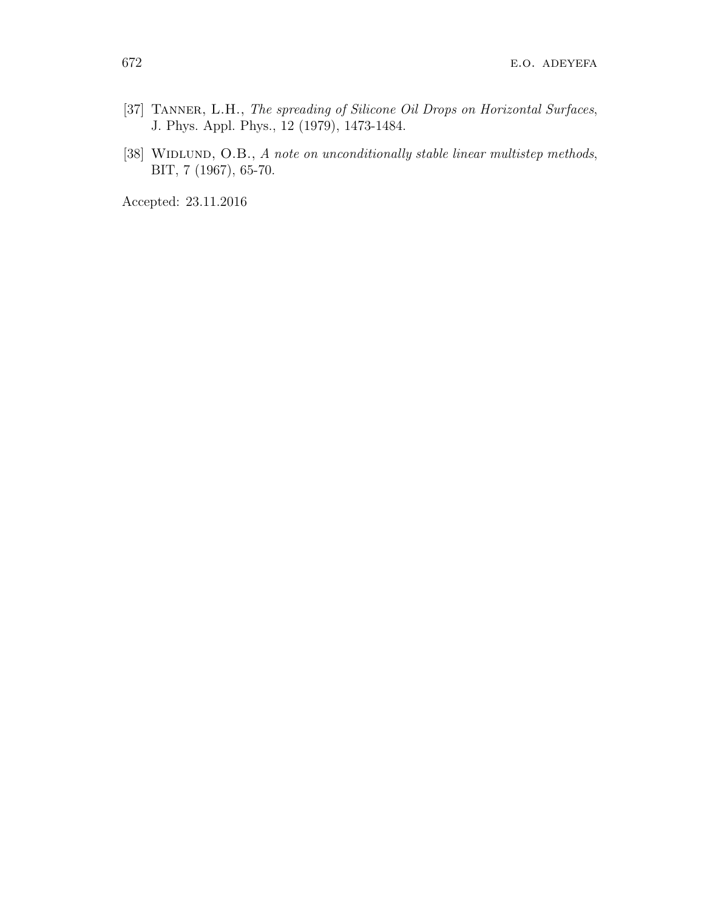[37] Tanner, L.H., *The spreading of Silicone Oil Drops on Horizontal Surfaces*, J. Phys. Appl. Phys., 12 (1979), 1473-1484.

[38] Widlund, O.B., *A note on unconditionally stable linear multistep methods*, BIT, 7 (1967), 65-70.

Accepted: 23.11.2016